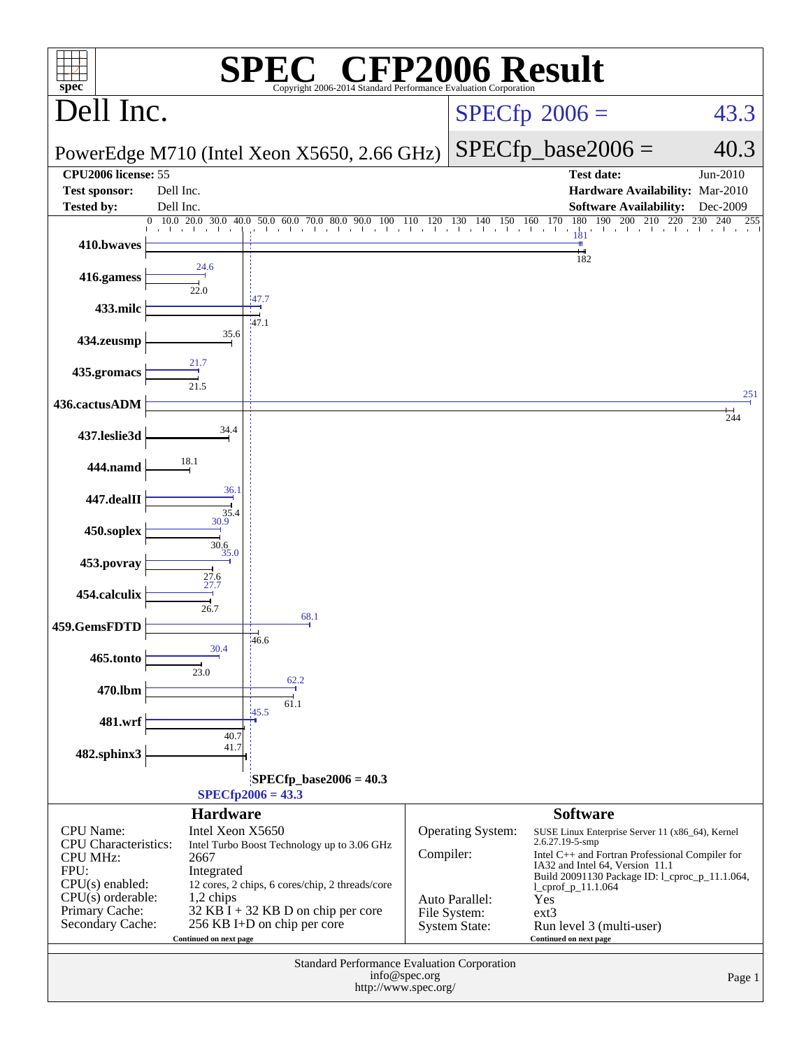# SPEC CFP2006 Result

Copyright 2006-2014 Standard Performance Evaluation Corporation

## Dell Inc.

PowerEdge M710 (Intel Xeon X5650, 2.66 GHz)

SPECfp 2006 = 43.3

SPECfp_base2006 = 40.3

| | | | |
|---|---|---|---|
| **CPU2006 license:** | 55 | **Test date:** | Jun-2010 |
| **Test sponsor:** | Dell Inc. | **Hardware Availability:** | Mar-2010 |
| **Tested by:** | Dell Inc. | **Software Availability:** | Dec-2009 |

| Benchmark | Peak | Base |
|---|---|---|
| 410.bwaves | 181 | 182 |
| 416.gamess | 24.6 | 22.0 |
| 433.milc | 47.7 | 47.1 |
| 434.zeusmp | | 35.6 |
| 435.gromacs | 21.7 | 21.5 |
| 436.cactusADM | 251 | 244 |
| 437.leslie3d | | 34.4 |
| 444.namd | | 18.1 |
| 447.dealII | 36.1 | 35.4 |
| 450.soplex | 30.9 | 30.6 |
| 453.povray | 35.0 | 27.6 |
| 454.calculix | 27.7 | 26.7 |
| 459.GemsFDTD | 68.1 | 46.6 |
| 465.tonto | 30.4 | 23.0 |
| 470.lbm | 62.2 | 61.1 |
| 481.wrf | 45.5 | 40.7 |
| 482.sphinx3 | | 41.7 |

SPECfp_base2006 = 40.3

SPECfp2006 = 43.3

### Hardware

| | |
|---|---|
| CPU Name: | Intel Xeon X5650 |
| CPU Characteristics: | Intel Turbo Boost Technology up to 3.06 GHz |
| CPU MHz: | 2667 |
| FPU: | Integrated |
| CPU(s) enabled: | 12 cores, 2 chips, 6 cores/chip, 2 threads/core |
| CPU(s) orderable: | 1,2 chips |
| Primary Cache: | 32 KB I + 32 KB D on chip per core |
| Secondary Cache: | 256 KB I+D on chip per core |

Continued on next page

### Software

| | |
|---|---|
| Operating System: | SUSE Linux Enterprise Server 11 (x86_64), Kernel 2.6.27.19-5-smp |
| Compiler: | Intel C++ and Fortran Professional Compiler for IA32 and Intel 64, Version 11.1 Build 20091130 Package ID: l_cproc_p_11.1.064, l_cprof_p_11.1.064 |
| Auto Parallel: | Yes |
| File System: | ext3 |
| System State: | Run level 3 (multi-user) |

Continued on next page

Standard Performance Evaluation Corporation
info@spec.org
http://www.spec.org/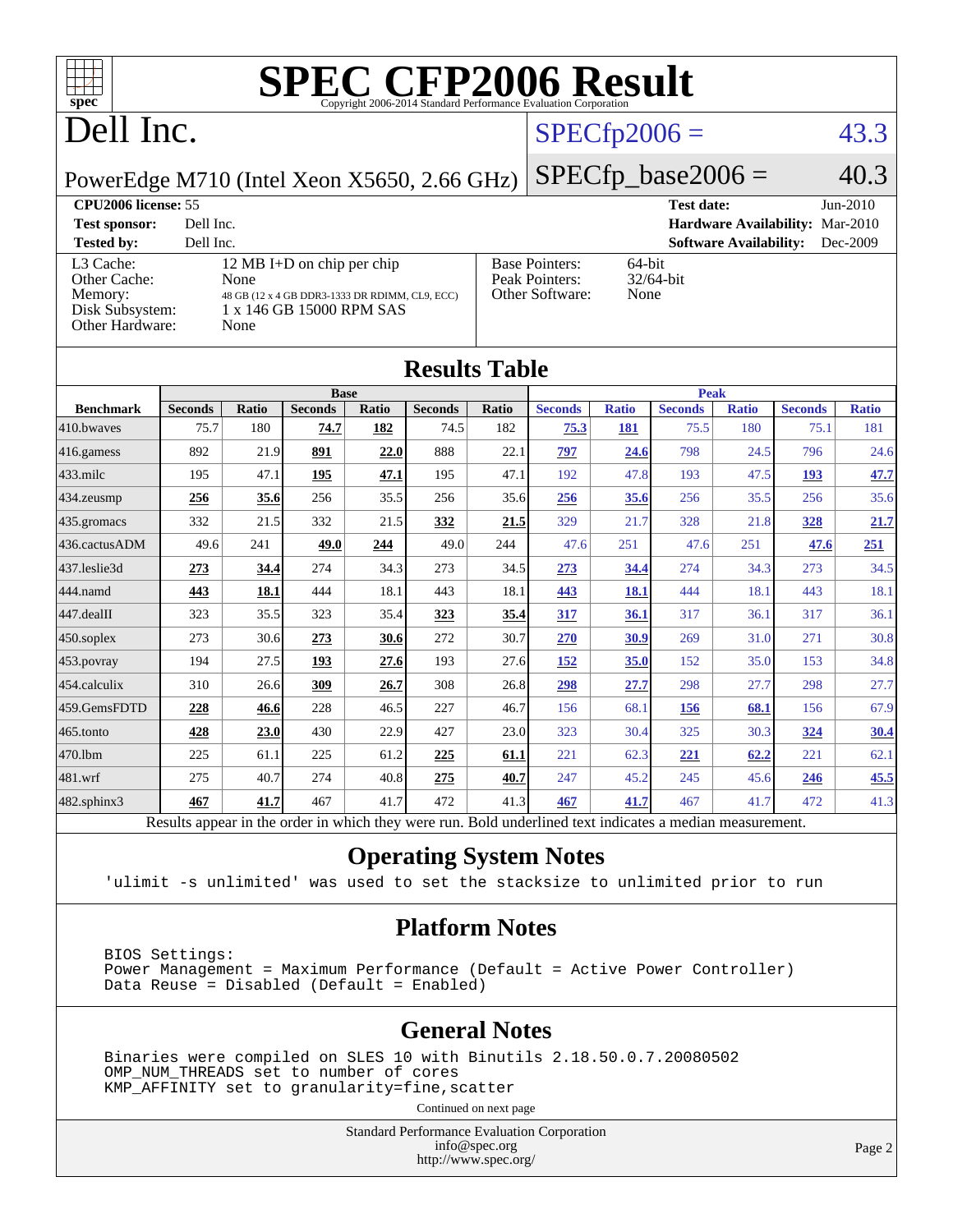# SPEC CFP2006 Result

Copyright 2006-2014 Standard Performance Evaluation Corporation

## Dell Inc.

PowerEdge M710 (Intel Xeon X5650, 2.66 GHz)

SPECfp2006 = 43.3

SPECfp_base2006 = 40.3

| | | | |
|---|---|---|---|
| **CPU2006 license:** 55 | | **Test date:** | Jun-2010 |
| **Test sponsor:** | Dell Inc. | **Hardware Availability:** | Mar-2010 |
| **Tested by:** | Dell Inc. | **Software Availability:** | Dec-2009 |

| | | | |
|---|---|---|---|
| L3 Cache: | 12 MB I+D on chip per chip | Base Pointers: | 64-bit |
| Other Cache: | None | Peak Pointers: | 32/64-bit |
| Memory: | 48 GB (12 x 4 GB DDR3-1333 DR RDIMM, CL9, ECC) | Other Software: | None |
| Disk Subsystem: | 1 x 146 GB 15000 RPM SAS | | |
| Other Hardware: | None | | |

## Results Table

| | Base | | | | | | Peak | | | | | |
|---|---|---|---|---|---|---|---|---|---|---|---|---|
| **Benchmark** | **Seconds** | **Ratio** | **Seconds** | **Ratio** | **Seconds** | **Ratio** | **Seconds** | **Ratio** | **Seconds** | **Ratio** | **Seconds** | **Ratio** |
| 410.bwaves | 75.7 | 180 | **74.7** | **182** | 74.5 | 182 | **75.3** | **181** | 75.5 | 180 | 75.1 | 181 |
| 416.gamess | 892 | 21.9 | **891** | **22.0** | 888 | 22.1 | **797** | **24.6** | 798 | 24.5 | 796 | 24.6 |
| 433.milc | 195 | 47.1 | **195** | **47.1** | 195 | 47.1 | 192 | 47.8 | 193 | 47.5 | **193** | **47.7** |
| 434.zeusmp | **256** | **35.6** | 256 | 35.5 | 256 | 35.6 | **256** | **35.6** | 256 | 35.5 | 256 | 35.6 |
| 435.gromacs | 332 | 21.5 | 332 | 21.5 | **332** | **21.5** | 329 | 21.7 | 328 | 21.8 | **328** | **21.7** |
| 436.cactusADM | 49.6 | 241 | **49.0** | **244** | 49.0 | 244 | 47.6 | 251 | 47.6 | 251 | **47.6** | **251** |
| 437.leslie3d | **273** | **34.4** | 274 | 34.3 | 273 | 34.5 | **273** | **34.4** | 274 | 34.3 | 273 | 34.5 |
| 444.namd | **443** | **18.1** | 444 | 18.1 | 443 | 18.1 | **443** | **18.1** | 444 | 18.1 | 443 | 18.1 |
| 447.dealII | 323 | 35.5 | 323 | 35.4 | **323** | **35.4** | **317** | **36.1** | 317 | 36.1 | 317 | 36.1 |
| 450.soplex | 273 | 30.6 | **273** | **30.6** | 272 | 30.7 | **270** | **30.9** | 269 | 31.0 | 271 | 30.8 |
| 453.povray | 194 | 27.5 | **193** | **27.6** | 193 | 27.6 | **152** | **35.0** | 152 | 35.0 | 153 | 34.8 |
| 454.calculix | 310 | 26.6 | **309** | **26.7** | 308 | 26.8 | **298** | **27.7** | 298 | 27.7 | 298 | 27.7 |
| 459.GemsFDTD | **228** | **46.6** | 228 | 46.5 | 227 | 46.7 | 156 | 68.1 | **156** | **68.1** | 156 | 67.9 |
| 465.tonto | **428** | **23.0** | 430 | 22.9 | 427 | 23.0 | 323 | 30.4 | 325 | 30.3 | **324** | **30.4** |
| 470.lbm | 225 | 61.1 | 225 | 61.2 | **225** | **61.1** | 221 | 62.3 | **221** | **62.2** | 221 | 62.1 |
| 481.wrf | 275 | 40.7 | 274 | 40.8 | **275** | **40.7** | 247 | 45.2 | 245 | 45.6 | **246** | **45.5** |
| 482.sphinx3 | **467** | **41.7** | 467 | 41.7 | 472 | 41.3 | **467** | **41.7** | 467 | 41.7 | 472 | 41.3 |

Results appear in the order in which they were run. Bold underlined text indicates a median measurement.

## Operating System Notes

```
'ulimit -s unlimited' was used to set the stacksize to unlimited prior to run
```

## Platform Notes

```
BIOS Settings:
Power Management = Maximum Performance (Default = Active Power Controller)
Data Reuse = Disabled (Default = Enabled)
```

## General Notes

```
Binaries were compiled on SLES 10 with Binutils 2.18.50.0.7.20080502
OMP_NUM_THREADS set to number of cores
KMP_AFFINITY set to granularity=fine,scatter
```

Continued on next page

Standard Performance Evaluation Corporation
info@spec.org
http://www.spec.org/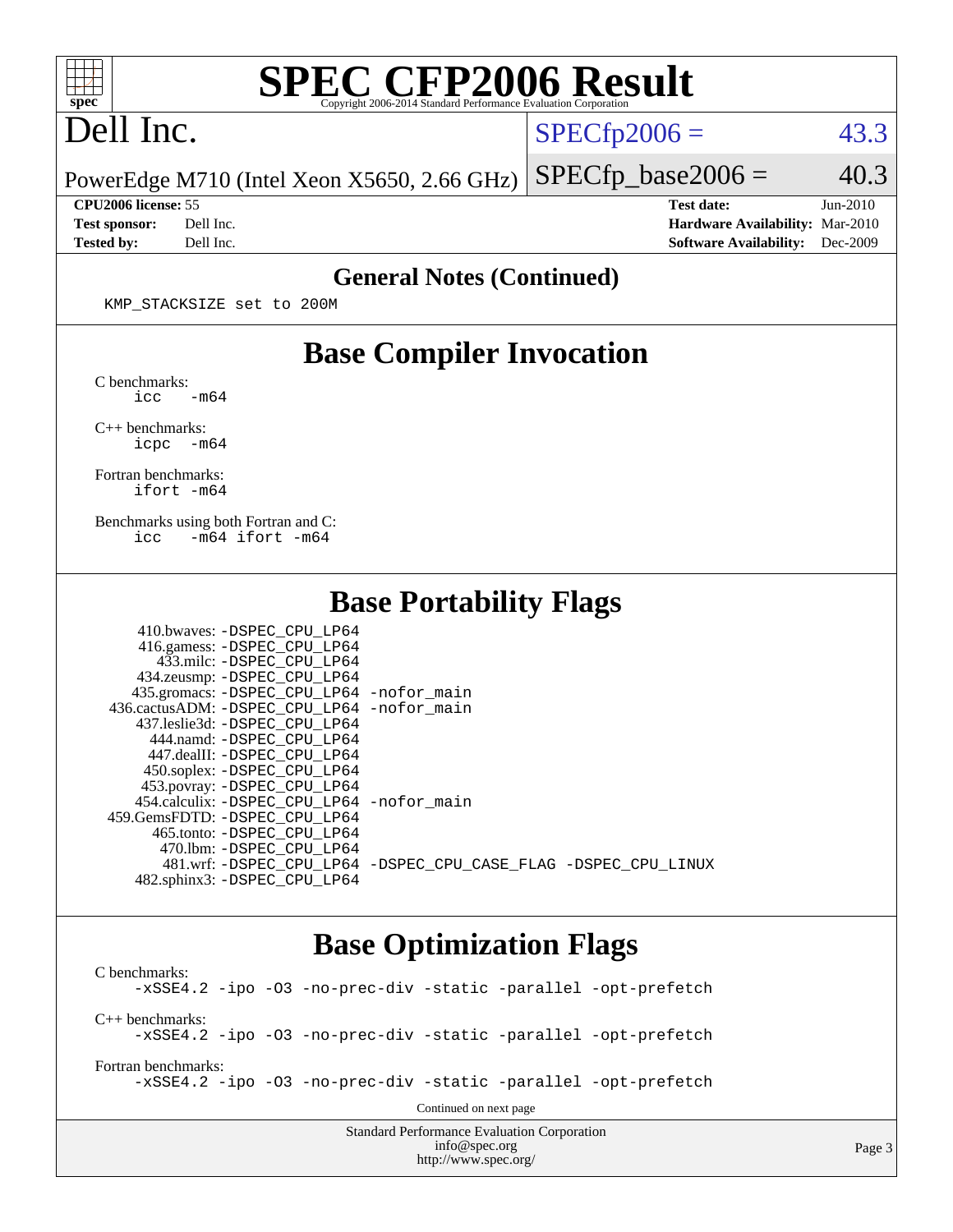# SPEC CFP2006 Result

Copyright 2006-2014 Standard Performance Evaluation Corporation

# Dell Inc.

PowerEdge M710 (Intel Xeon X5650, 2.66 GHz)

SPECfp2006 = 43.3

SPECfp_base2006 = 40.3

**CPU2006 license:** 55
**Test sponsor:** Dell Inc.
**Tested by:** Dell Inc.

**Test date:** Jun-2010
**Hardware Availability:** Mar-2010
**Software Availability:** Dec-2009

## General Notes (Continued)

```
KMP_STACKSIZE set to 200M
```

## Base Compiler Invocation

C benchmarks:
```
icc   -m64
```

C++ benchmarks:
```
icpc  -m64
```

Fortran benchmarks:
```
ifort -m64
```

Benchmarks using both Fortran and C:
```
icc   -m64 ifort -m64
```

## Base Portability Flags

| Benchmark | Flags |
|---|---|
| 410.bwaves: | -DSPEC_CPU_LP64 |
| 416.gamess: | -DSPEC_CPU_LP64 |
| 433.milc: | -DSPEC_CPU_LP64 |
| 434.zeusmp: | -DSPEC_CPU_LP64 |
| 435.gromacs: | -DSPEC_CPU_LP64 -nofor_main |
| 436.cactusADM: | -DSPEC_CPU_LP64 -nofor_main |
| 437.leslie3d: | -DSPEC_CPU_LP64 |
| 444.namd: | -DSPEC_CPU_LP64 |
| 447.dealII: | -DSPEC_CPU_LP64 |
| 450.soplex: | -DSPEC_CPU_LP64 |
| 453.povray: | -DSPEC_CPU_LP64 |
| 454.calculix: | -DSPEC_CPU_LP64 -nofor_main |
| 459.GemsFDTD: | -DSPEC_CPU_LP64 |
| 465.tonto: | -DSPEC_CPU_LP64 |
| 470.lbm: | -DSPEC_CPU_LP64 |
| 481.wrf: | -DSPEC_CPU_LP64 -DSPEC_CPU_CASE_FLAG -DSPEC_CPU_LINUX |
| 482.sphinx3: | -DSPEC_CPU_LP64 |

## Base Optimization Flags

C benchmarks:
```
-xSSE4.2 -ipo -O3 -no-prec-div -static -parallel -opt-prefetch
```

C++ benchmarks:
```
-xSSE4.2 -ipo -O3 -no-prec-div -static -parallel -opt-prefetch
```

Fortran benchmarks:
```
-xSSE4.2 -ipo -O3 -no-prec-div -static -parallel -opt-prefetch
```

Continued on next page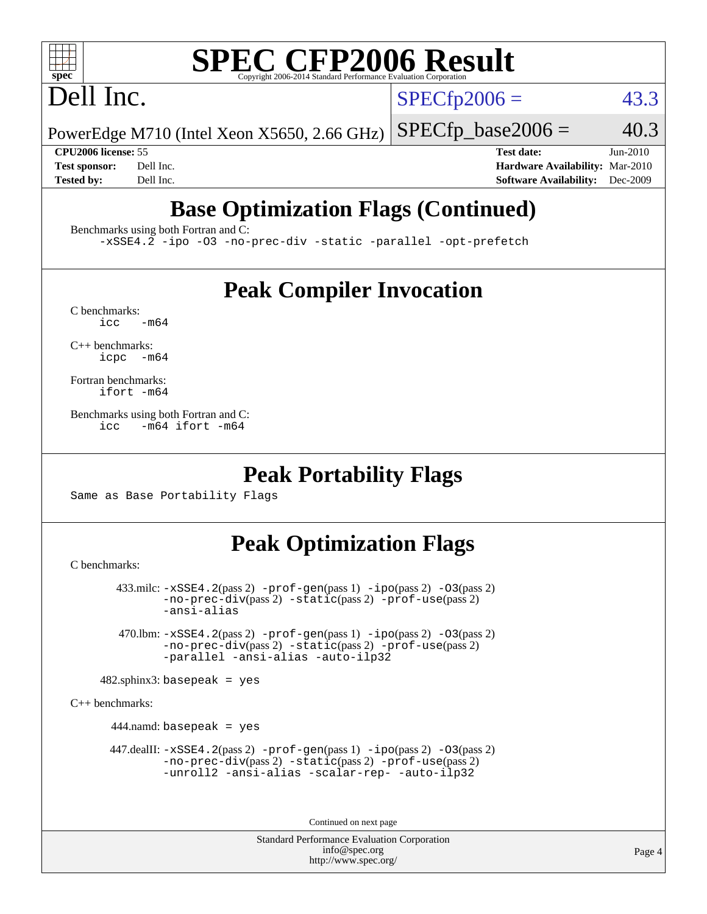# SPEC CFP2006 Result

Copyright 2006-2014 Standard Performance Evaluation Corporation

**Dell Inc.**

PowerEdge M710 (Intel Xeon X5650, 2.66 GHz)

SPECfp2006 = 43.3

SPECfp_base2006 = 40.3

| | | | |
|---|---|---|---|
| **CPU2006 license:** 55 | | **Test date:** | Jun-2010 |
| **Test sponsor:** | Dell Inc. | **Hardware Availability:** | Mar-2010 |
| **Tested by:** | Dell Inc. | **Software Availability:** | Dec-2009 |

## Base Optimization Flags (Continued)

Benchmarks using both Fortran and C:

```
-xSSE4.2 -ipo -O3 -no-prec-div -static -parallel -opt-prefetch
```

## Peak Compiler Invocation

C benchmarks:

```
icc   -m64
```

C++ benchmarks:

```
icpc  -m64
```

Fortran benchmarks:

```
ifort -m64
```

Benchmarks using both Fortran and C:

```
icc   -m64 ifort -m64
```

## Peak Portability Flags

Same as Base Portability Flags

## Peak Optimization Flags

C benchmarks:

433.milc: -xSSE4.2(pass 2) -prof-gen(pass 1) -ipo(pass 2) -O3(pass 2) -no-prec-div(pass 2) -static(pass 2) -prof-use(pass 2) -ansi-alias

470.lbm: -xSSE4.2(pass 2) -prof-gen(pass 1) -ipo(pass 2) -O3(pass 2) -no-prec-div(pass 2) -static(pass 2) -prof-use(pass 2) -parallel -ansi-alias -auto-ilp32

482.sphinx3: basepeak = yes

C++ benchmarks:

444.namd: basepeak = yes

447.dealII: -xSSE4.2(pass 2) -prof-gen(pass 1) -ipo(pass 2) -O3(pass 2) -no-prec-div(pass 2) -static(pass 2) -prof-use(pass 2) -unroll2 -ansi-alias -scalar-rep- -auto-ilp32

Continued on next page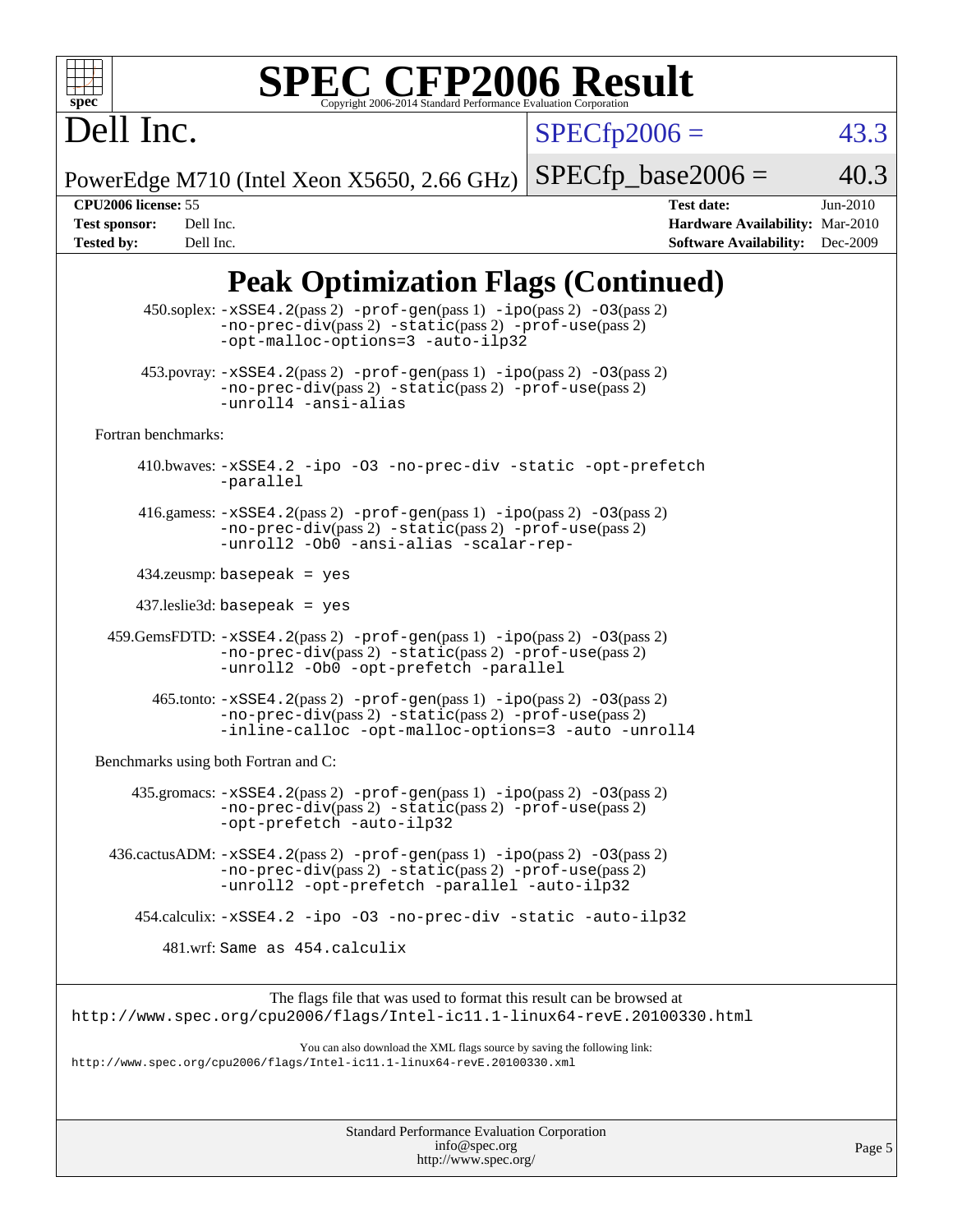# Peak Optimization Flags (Continued)

450.soplex: -xSSE4.2(pass 2) -prof-gen(pass 1) -ipo(pass 2) -O3(pass 2) -no-prec-div(pass 2) -static(pass 2) -prof-use(pass 2) -opt-malloc-options=3 -auto-ilp32

453.povray: -xSSE4.2(pass 2) -prof-gen(pass 1) -ipo(pass 2) -O3(pass 2) -no-prec-div(pass 2) -static(pass 2) -prof-use(pass 2) -unroll4 -ansi-alias

Fortran benchmarks:

410.bwaves: -xSSE4.2 -ipo -O3 -no-prec-div -static -opt-prefetch -parallel

416.gamess: -xSSE4.2(pass 2) -prof-gen(pass 1) -ipo(pass 2) -O3(pass 2) -no-prec-div(pass 2) -static(pass 2) -prof-use(pass 2) -unroll2 -Ob0 -ansi-alias -scalar-rep-

434.zeusmp: basepeak = yes

437.leslie3d: basepeak = yes

459.GemsFDTD: -xSSE4.2(pass 2) -prof-gen(pass 1) -ipo(pass 2) -O3(pass 2) -no-prec-div(pass 2) -static(pass 2) -prof-use(pass 2) -unroll2 -Ob0 -opt-prefetch -parallel

465.tonto: -xSSE4.2(pass 2) -prof-gen(pass 1) -ipo(pass 2) -O3(pass 2) -no-prec-div(pass 2) -static(pass 2) -prof-use(pass 2) -inline-calloc -opt-malloc-options=3 -auto -unroll4

Benchmarks using both Fortran and C:

435.gromacs: -xSSE4.2(pass 2) -prof-gen(pass 1) -ipo(pass 2) -O3(pass 2) -no-prec-div(pass 2) -static(pass 2) -prof-use(pass 2) -opt-prefetch -auto-ilp32

436.cactusADM: -xSSE4.2(pass 2) -prof-gen(pass 1) -ipo(pass 2) -O3(pass 2) -no-prec-div(pass 2) -static(pass 2) -prof-use(pass 2) -unroll2 -opt-prefetch -parallel -auto-ilp32

454.calculix: -xSSE4.2 -ipo -O3 -no-prec-div -static -auto-ilp32

481.wrf: Same as 454.calculix

The flags file that was used to format this result can be browsed at
http://www.spec.org/cpu2006/flags/Intel-ic11.1-linux64-revE.20100330.html

You can also download the XML flags source by saving the following link:
http://www.spec.org/cpu2006/flags/Intel-ic11.1-linux64-revE.20100330.xml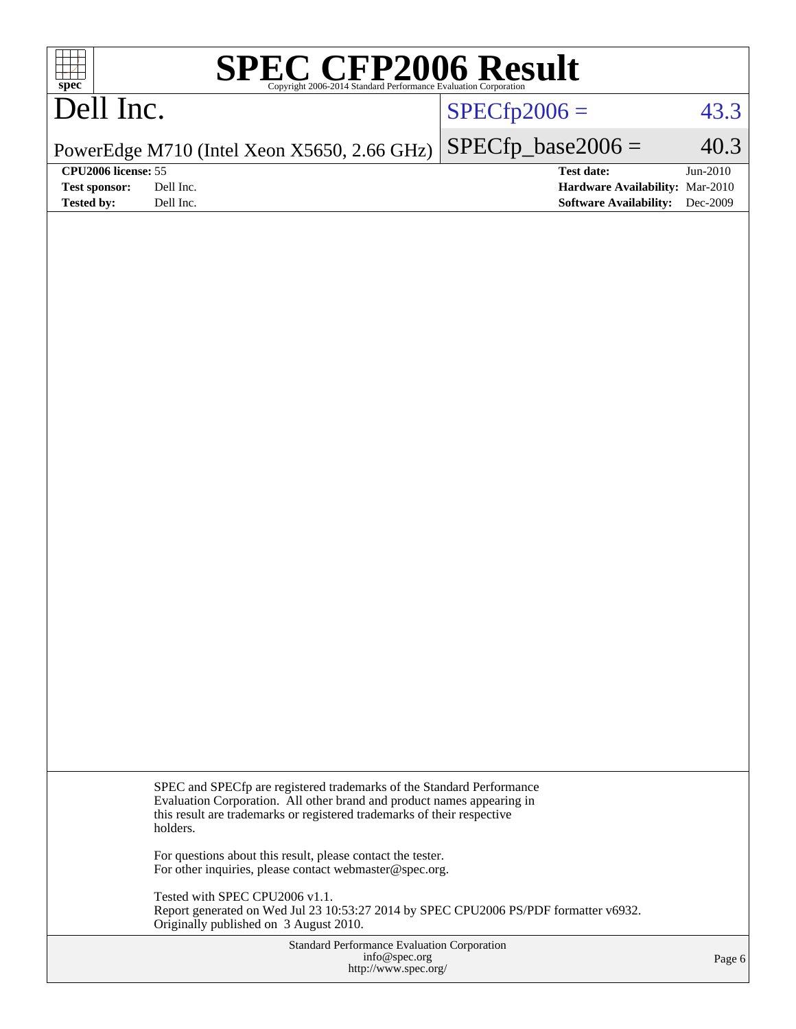# SPEC CFP2006 Result

Copyright 2006-2014 Standard Performance Evaluation Corporation

## Dell Inc.

PowerEdge M710 (Intel Xeon X5650, 2.66 GHz)

SPECfp2006 = 43.3

SPECfp_base2006 = 40.3

**CPU2006 license:** 55
**Test sponsor:** Dell Inc.
**Tested by:** Dell Inc.

**Test date:** Jun-2010
**Hardware Availability:** Mar-2010
**Software Availability:** Dec-2009

SPEC and SPECfp are registered trademarks of the Standard Performance Evaluation Corporation. All other brand and product names appearing in this result are trademarks or registered trademarks of their respective holders.

For questions about this result, please contact the tester.
For other inquiries, please contact webmaster@spec.org.

Tested with SPEC CPU2006 v1.1.
Report generated on Wed Jul 23 10:53:27 2014 by SPEC CPU2006 PS/PDF formatter v6932.
Originally published on 3 August 2010.

Standard Performance Evaluation Corporation
info@spec.org
http://www.spec.org/